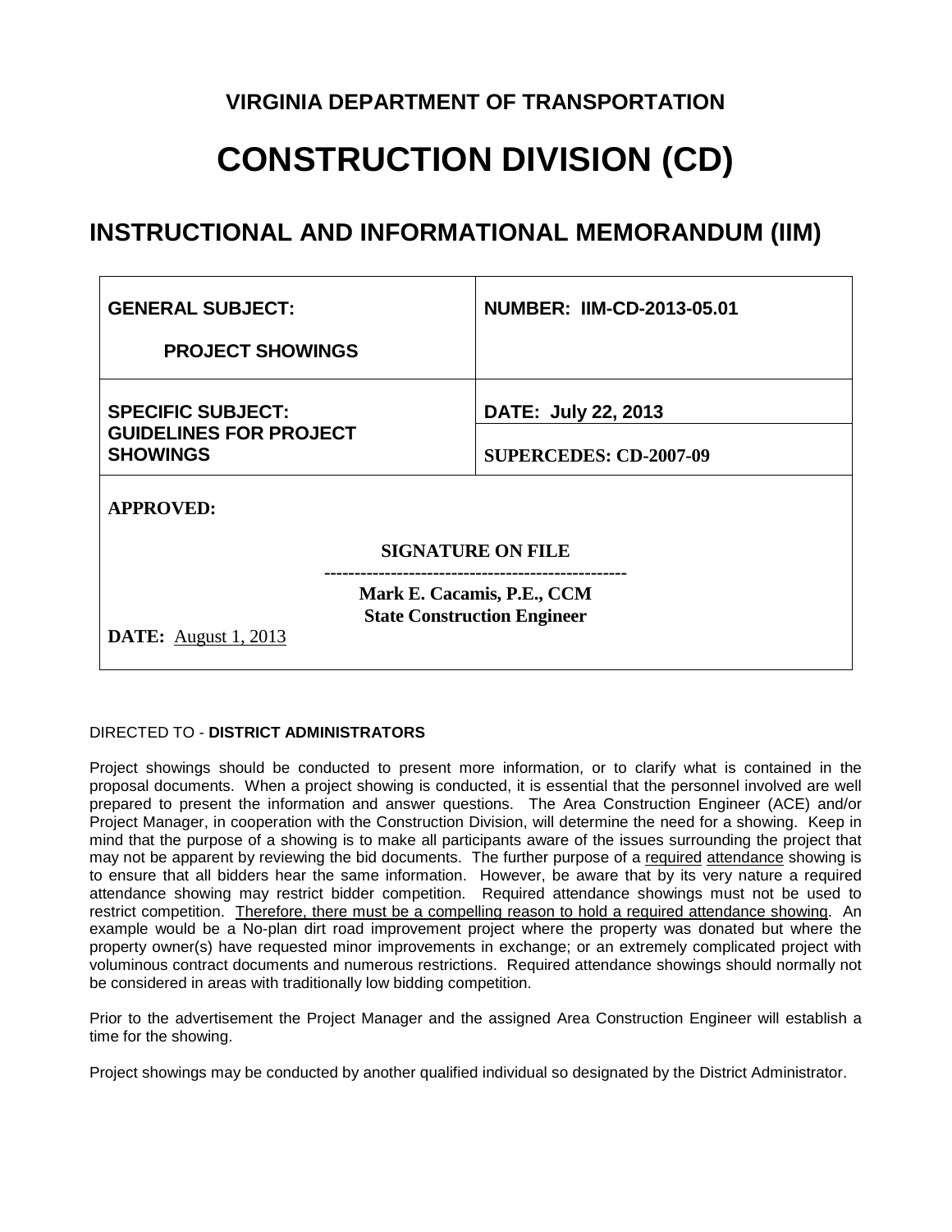# VIRGINIA DEPARTMENT OF TRANSPORTATION

# CONSTRUCTION DIVISION (CD)

## INSTRUCTIONAL AND INFORMATIONAL MEMORANDUM (IIM)

| GENERAL SUBJECT:<br>PROJECT SHOWINGS | NUMBER: IIM-CD-2013-05.01 |
|---|---|
| SPECIFIC SUBJECT:<br>GUIDELINES FOR PROJECT SHOWINGS | DATE: July 22, 2013<br>SUPERCEDES: CD-2007-09 |

**APPROVED:**

**SIGNATURE ON FILE**

**Mark E. Cacamis, P.E., CCM**
**State Construction Engineer**

**DATE:** August 1, 2013

DIRECTED TO - **DISTRICT ADMINISTRATORS**

Project showings should be conducted to present more information, or to clarify what is contained in the proposal documents. When a project showing is conducted, it is essential that the personnel involved are well prepared to present the information and answer questions. The Area Construction Engineer (ACE) and/or Project Manager, in cooperation with the Construction Division, will determine the need for a showing. Keep in mind that the purpose of a showing is to make all participants aware of the issues surrounding the project that may not be apparent by reviewing the bid documents. The further purpose of a <u>required</u> <u>attendance</u> showing is to ensure that all bidders hear the same information. However, be aware that by its very nature a required attendance showing may restrict bidder competition. Required attendance showings must not be used to restrict competition. <u>Therefore, there must be a compelling reason to hold a required attendance showing</u>. An example would be a No-plan dirt road improvement project where the property was donated but where the property owner(s) have requested minor improvements in exchange; or an extremely complicated project with voluminous contract documents and numerous restrictions. Required attendance showings should normally not be considered in areas with traditionally low bidding competition.

Prior to the advertisement the Project Manager and the assigned Area Construction Engineer will establish a time for the showing.

Project showings may be conducted by another qualified individual so designated by the District Administrator.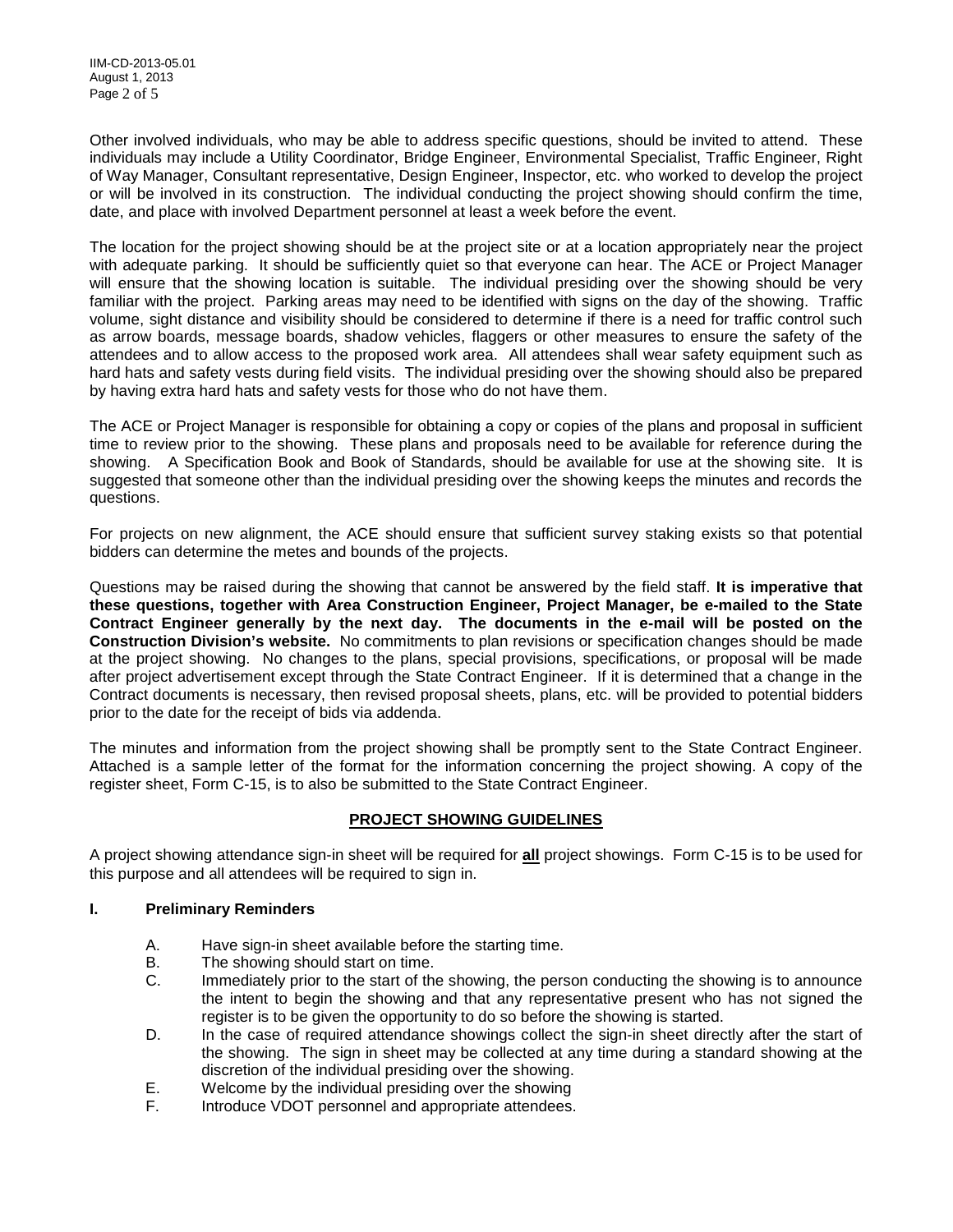Other involved individuals, who may be able to address specific questions, should be invited to attend. These individuals may include a Utility Coordinator, Bridge Engineer, Environmental Specialist, Traffic Engineer, Right of Way Manager, Consultant representative, Design Engineer, Inspector, etc. who worked to develop the project or will be involved in its construction. The individual conducting the project showing should confirm the time, date, and place with involved Department personnel at least a week before the event.

The location for the project showing should be at the project site or at a location appropriately near the project with adequate parking. It should be sufficiently quiet so that everyone can hear. The ACE or Project Manager will ensure that the showing location is suitable. The individual presiding over the showing should be very familiar with the project. Parking areas may need to be identified with signs on the day of the showing. Traffic volume, sight distance and visibility should be considered to determine if there is a need for traffic control such as arrow boards, message boards, shadow vehicles, flaggers or other measures to ensure the safety of the attendees and to allow access to the proposed work area. All attendees shall wear safety equipment such as hard hats and safety vests during field visits. The individual presiding over the showing should also be prepared by having extra hard hats and safety vests for those who do not have them.

The ACE or Project Manager is responsible for obtaining a copy or copies of the plans and proposal in sufficient time to review prior to the showing. These plans and proposals need to be available for reference during the showing. A Specification Book and Book of Standards, should be available for use at the showing site. It is suggested that someone other than the individual presiding over the showing keeps the minutes and records the questions.

For projects on new alignment, the ACE should ensure that sufficient survey staking exists so that potential bidders can determine the metes and bounds of the projects.

Questions may be raised during the showing that cannot be answered by the field staff. **It is imperative that these questions, together with Area Construction Engineer, Project Manager, be e-mailed to the State Contract Engineer generally by the next day. The documents in the e-mail will be posted on the Construction Division's website.** No commitments to plan revisions or specification changes should be made at the project showing. No changes to the plans, special provisions, specifications, or proposal will be made after project advertisement except through the State Contract Engineer. If it is determined that a change in the Contract documents is necessary, then revised proposal sheets, plans, etc. will be provided to potential bidders prior to the date for the receipt of bids via addenda.

The minutes and information from the project showing shall be promptly sent to the State Contract Engineer. Attached is a sample letter of the format for the information concerning the project showing. A copy of the register sheet, Form C-15, is to also be submitted to the State Contract Engineer.

## PROJECT SHOWING GUIDELINES

A project showing attendance sign-in sheet will be required for **all** project showings. Form C-15 is to be used for this purpose and all attendees will be required to sign in.

### I. Preliminary Reminders

A. Have sign-in sheet available before the starting time.

B. The showing should start on time.

C. Immediately prior to the start of the showing, the person conducting the showing is to announce the intent to begin the showing and that any representative present who has not signed the register is to be given the opportunity to do so before the showing is started.

D. In the case of required attendance showings collect the sign-in sheet directly after the start of the showing. The sign in sheet may be collected at any time during a standard showing at the discretion of the individual presiding over the showing.

E. Welcome by the individual presiding over the showing

F. Introduce VDOT personnel and appropriate attendees.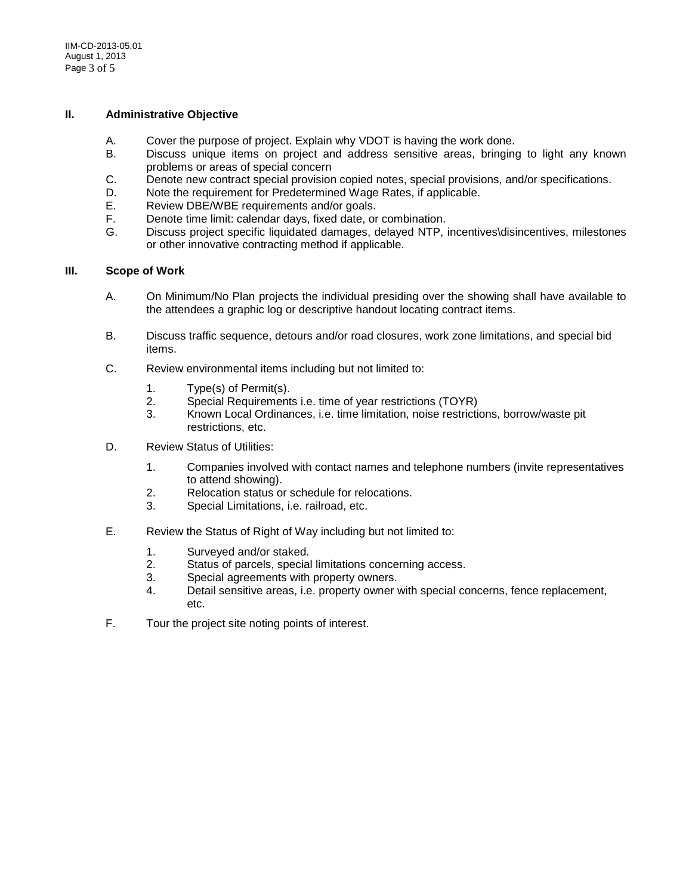## II. Administrative Objective

A. Cover the purpose of project. Explain why VDOT is having the work done.
B. Discuss unique items on project and address sensitive areas, bringing to light any known problems or areas of special concern
C. Denote new contract special provision copied notes, special provisions, and/or specifications.
D. Note the requirement for Predetermined Wage Rates, if applicable.
E. Review DBE/WBE requirements and/or goals.
F. Denote time limit: calendar days, fixed date, or combination.
G. Discuss project specific liquidated damages, delayed NTP, incentives\disincentives, milestones or other innovative contracting method if applicable.

## III. Scope of Work

A. On Minimum/No Plan projects the individual presiding over the showing shall have available to the attendees a graphic log or descriptive handout locating contract items.

B. Discuss traffic sequence, detours and/or road closures, work zone limitations, and special bid items.

C. Review environmental items including but not limited to:

1. Type(s) of Permit(s).
2. Special Requirements i.e. time of year restrictions (TOYR)
3. Known Local Ordinances, i.e. time limitation, noise restrictions, borrow/waste pit restrictions, etc.

D. Review Status of Utilities:

1. Companies involved with contact names and telephone numbers (invite representatives to attend showing).
2. Relocation status or schedule for relocations.
3. Special Limitations, i.e. railroad, etc.

E. Review the Status of Right of Way including but not limited to:

1. Surveyed and/or staked.
2. Status of parcels, special limitations concerning access.
3. Special agreements with property owners.
4. Detail sensitive areas, i.e. property owner with special concerns, fence replacement, etc.

F. Tour the project site noting points of interest.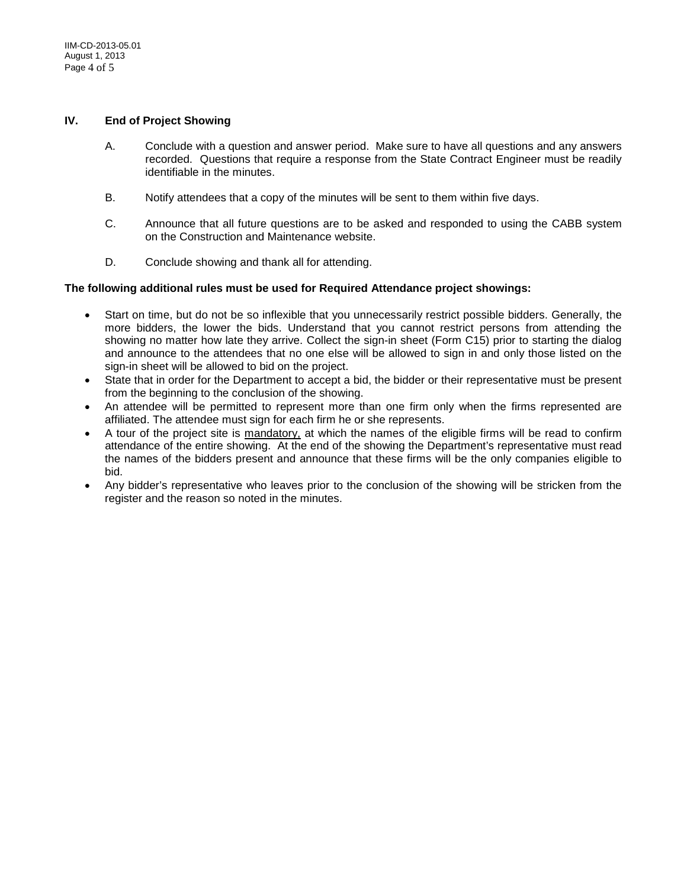## IV. End of Project Showing

A. Conclude with a question and answer period. Make sure to have all questions and any answers recorded. Questions that require a response from the State Contract Engineer must be readily identifiable in the minutes.

B. Notify attendees that a copy of the minutes will be sent to them within five days.

C. Announce that all future questions are to be asked and responded to using the CABB system on the Construction and Maintenance website.

D. Conclude showing and thank all for attending.

**The following additional rules must be used for Required Attendance project showings:**

- Start on time, but do not be so inflexible that you unnecessarily restrict possible bidders. Generally, the more bidders, the lower the bids. Understand that you cannot restrict persons from attending the showing no matter how late they arrive. Collect the sign-in sheet (Form C15) prior to starting the dialog and announce to the attendees that no one else will be allowed to sign in and only those listed on the sign-in sheet will be allowed to bid on the project.
- State that in order for the Department to accept a bid, the bidder or their representative must be present from the beginning to the conclusion of the showing.
- An attendee will be permitted to represent more than one firm only when the firms represented are affiliated. The attendee must sign for each firm he or she represents.
- A tour of the project site is <u>mandatory,</u> at which the names of the eligible firms will be read to confirm attendance of the entire showing. At the end of the showing the Department's representative must read the names of the bidders present and announce that these firms will be the only companies eligible to bid.
- Any bidder's representative who leaves prior to the conclusion of the showing will be stricken from the register and the reason so noted in the minutes.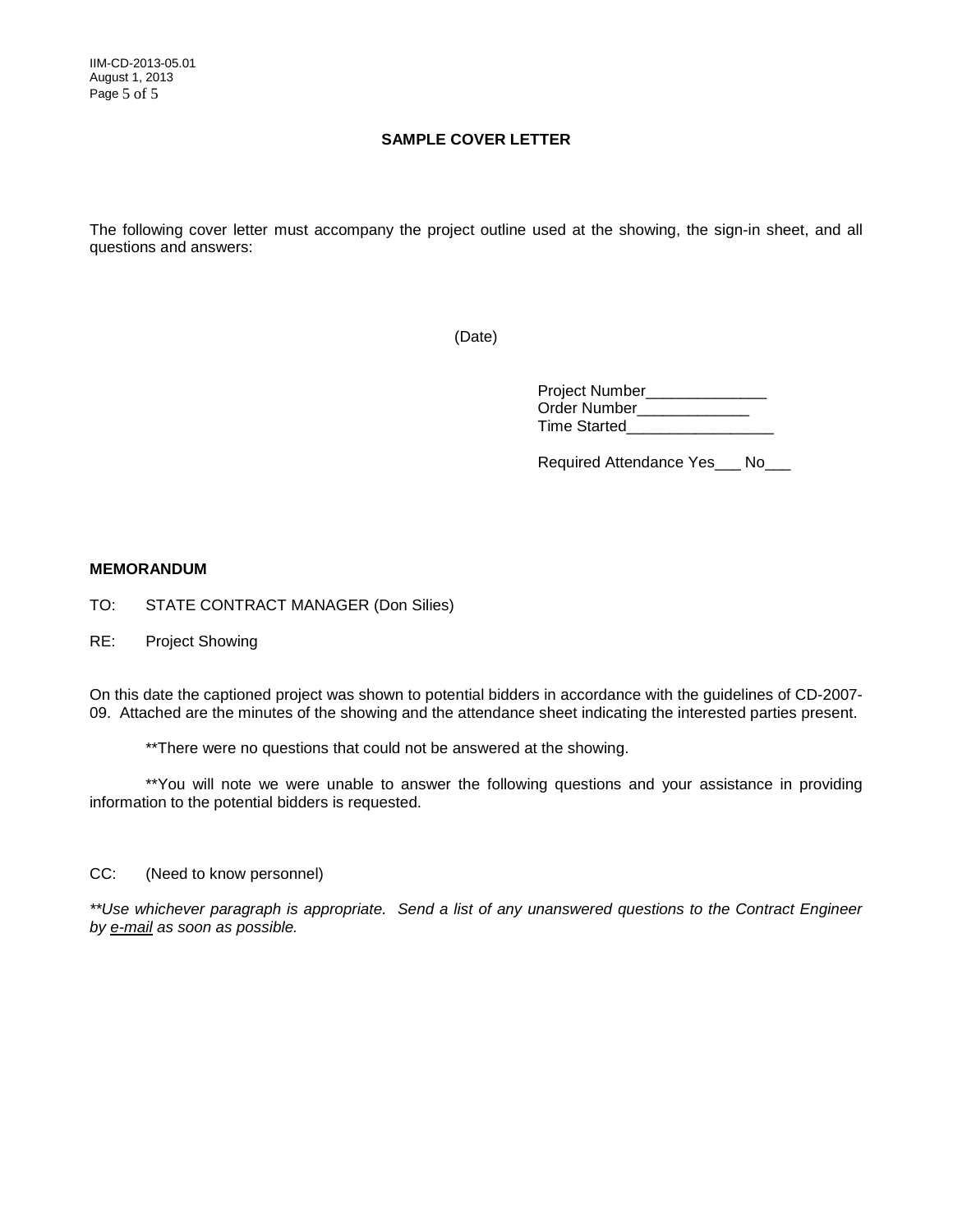## SAMPLE COVER LETTER

The following cover letter must accompany the project outline used at the showing, the sign-in sheet, and all questions and answers:

(Date)

Project Number______________
Order Number_____________
Time Started_________________

Required Attendance Yes___ No___

**MEMORANDUM**

TO: STATE CONTRACT MANAGER (Don Silies)

RE: Project Showing

On this date the captioned project was shown to potential bidders in accordance with the guidelines of CD-2007-09. Attached are the minutes of the showing and the attendance sheet indicating the interested parties present.

**There were no questions that could not be answered at the showing.

**You will note we were unable to answer the following questions and your assistance in providing information to the potential bidders is requested.

CC: (Need to know personnel)

*\*\*Use whichever paragraph is appropriate. Send a list of any unanswered questions to the Contract Engineer by <u>e-mail</u> as soon as possible.*